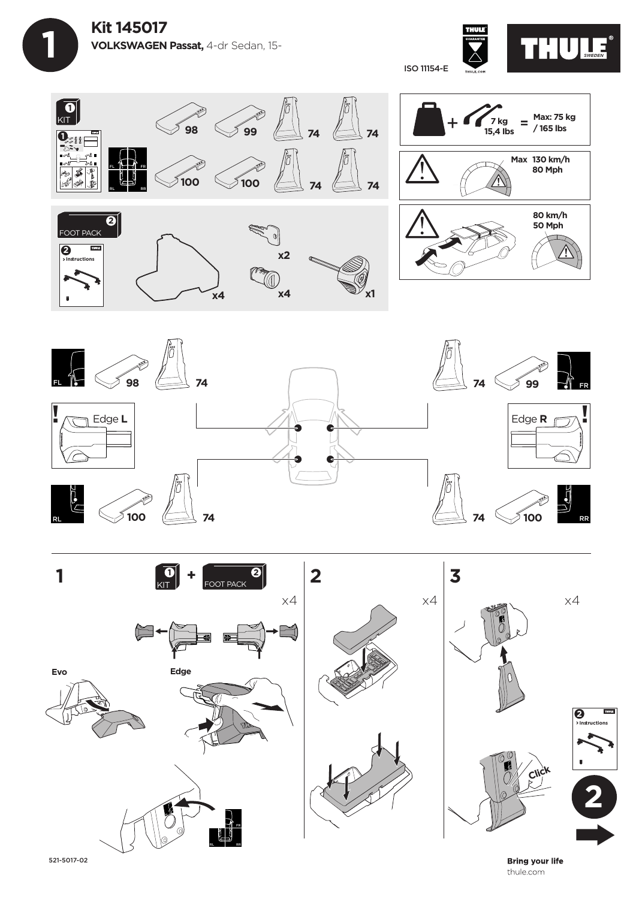# Kit 145017

**VOLKSWAGEN Passat,** 4-dr Sedan, 15-

ISO 11154-E

THULE GUARANTEE THULE.COM

THULE SWEDEN

KIT 1

98 99 74 74

100 100 74 74

FL FR RL RR

FOOT PACK 2

> Instructions

x4 x2 x4 x1

+ 7 kg 15,4 lbs = Max: 75 kg / 165 lbs

Max 130 km/h 80 Mph

80 km/h 50 Mph

FL 98 74

74 99 FR

Edge **L**

Edge **R**

RL 100 74

74 100 RR

## 1

KIT 1 + FOOT PACK 2

x4

Evo

Edge

FR RL RR

## 2

x4

## 3

x4

Click

2 > Instructions

2

521-5017-02

**Bring your life**
thule.com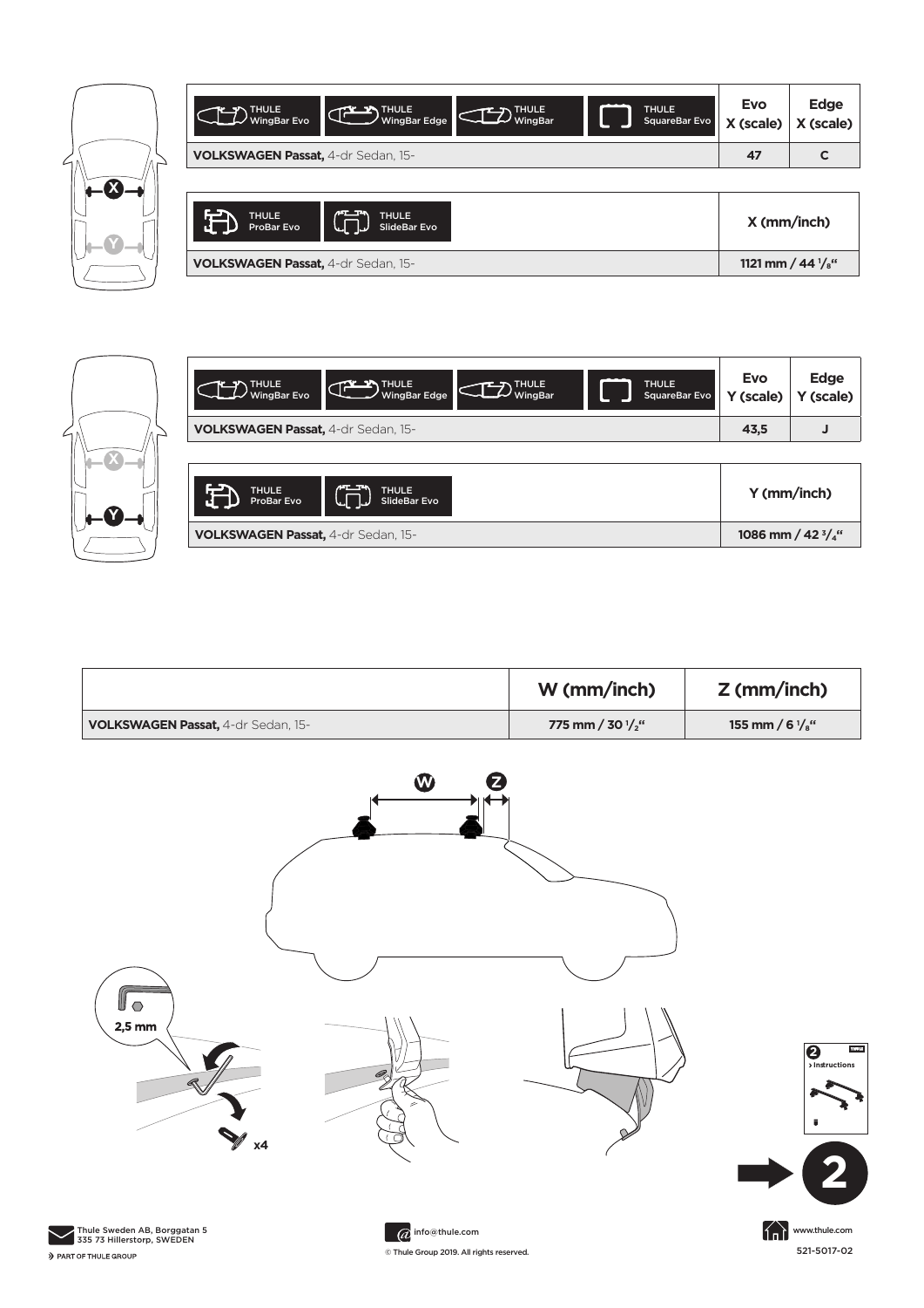| THULE WingBar Evo, THULE WingBar Edge, THULE WingBar, THULE SquareBar Evo | Evo X (scale) | Edge X (scale) |
| --- | --- | --- |
| **VOLKSWAGEN Passat,** 4-dr Sedan, 15- | 47 | C |

| THULE ProBar Evo, THULE SlideBar Evo | X (mm/inch) |
| --- | --- |
| **VOLKSWAGEN Passat,** 4-dr Sedan, 15- | 1121 mm / 44 1/8" |

| THULE WingBar Evo, THULE WingBar Edge, THULE WingBar, THULE SquareBar Evo | Evo Y (scale) | Edge Y (scale) |
| --- | --- | --- |
| **VOLKSWAGEN Passat,** 4-dr Sedan, 15- | 43,5 | J |

| THULE ProBar Evo, THULE SlideBar Evo | Y (mm/inch) |
| --- | --- |
| **VOLKSWAGEN Passat,** 4-dr Sedan, 15- | 1086 mm / 42 3/4" |

| | W (mm/inch) | Z (mm/inch) |
| --- | --- | --- |
| **VOLKSWAGEN Passat,** 4-dr Sedan, 15- | 775 mm / 30 1/2" | 155 mm / 6 1/8" |

W

Z

2,5 mm

x4

2 > Instructions

2

Thule Sweden AB, Borggatan 5
335 73 Hillerstorp, SWEDEN

PART OF THULE GROUP

info@thule.com

© Thule Group 2019. All rights reserved.

www.thule.com

521-5017-02